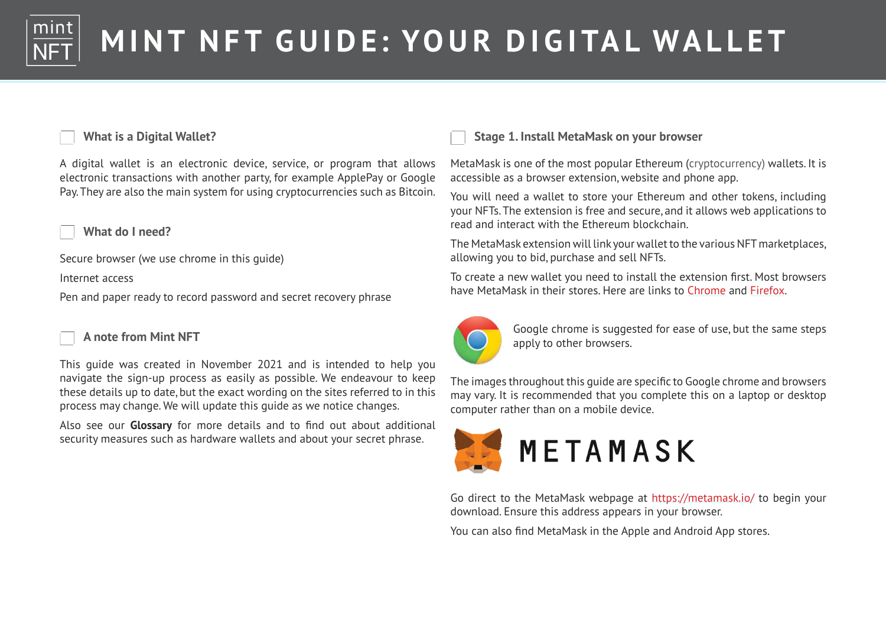# MINT NFT GUIDE: YOUR DIGITAL WALLET

## What is a Digital Wallet?

A digital wallet is an electronic device, service, or program that allows electronic transactions with another party, for example ApplePay or Google Pay. They are also the main system for using cryptocurrencies such as Bitcoin.

## What do I need?

Secure browser (we use chrome in this guide)

Internet access

Pen and paper ready to record password and secret recovery phrase

## A note from Mint NFT

This guide was created in November 2021 and is intended to help you navigate the sign-up process as easily as possible. We endeavour to keep these details up to date, but the exact wording on the sites referred to in this process may change. We will update this guide as we notice changes.

Also see our **Glossary** for more details and to find out about additional security measures such as hardware wallets and about your secret phrase.

## Stage 1. Install MetaMask on your browser

MetaMask is one of the most popular Ethereum (cryptocurrency) wallets. It is accessible as a browser extension, website and phone app.

You will need a wallet to store your Ethereum and other tokens, including your NFTs. The extension is free and secure, and it allows web applications to read and interact with the Ethereum blockchain.

The MetaMask extension will link your wallet to the various NFT marketplaces, allowing you to bid, purchase and sell NFTs.

To create a new wallet you need to install the extension first. Most browsers have MetaMask in their stores. Here are links to Chrome and Firefox.

Google chrome is suggested for ease of use, but the same steps apply to other browsers.

The images throughout this guide are specific to Google chrome and browsers may vary. It is recommended that you complete this on a laptop or desktop computer rather than on a mobile device.

METAMASK

Go direct to the MetaMask webpage at https://metamask.io/ to begin your download. Ensure this address appears in your browser.

You can also find MetaMask in the Apple and Android App stores.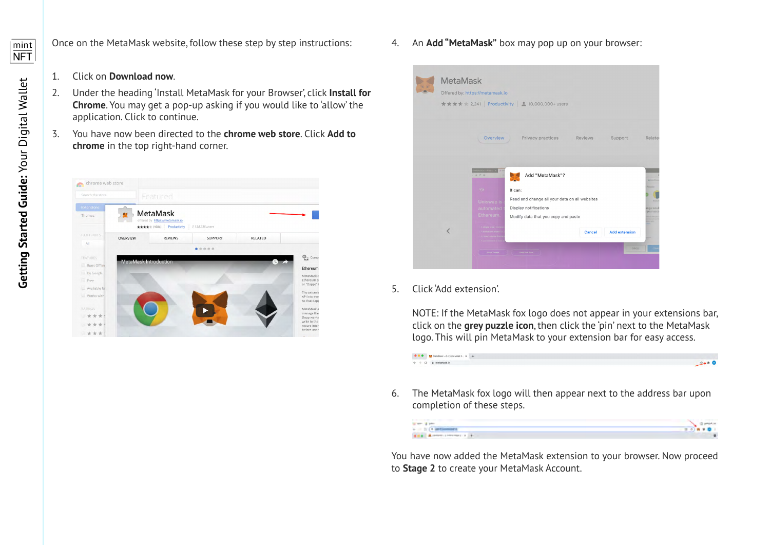Once on the MetaMask website, follow these step by step instructions:

1. Click on **Download now**.
2. Under the heading 'Install MetaMask for your Browser', click **Install for Chrome**. You may get a pop-up asking if you would like to 'allow' the application. Click to continue.
3. You have now been directed to the **chrome web store**. Click **Add to chrome** in the top right-hand corner.
4. An **Add "MetaMask"** box may pop up on your browser:
5. Click 'Add extension'.

   NOTE: If the MetaMask fox logo does not appear in your extensions bar, click on the **grey puzzle icon**, then click the 'pin' next to the MetaMask logo. This will pin MetaMask to your extension bar for easy access.

6. The MetaMask fox logo will then appear next to the address bar upon completion of these steps.

You have now added the MetaMask extension to your browser. Now proceed to **Stage 2** to create your MetaMask Account.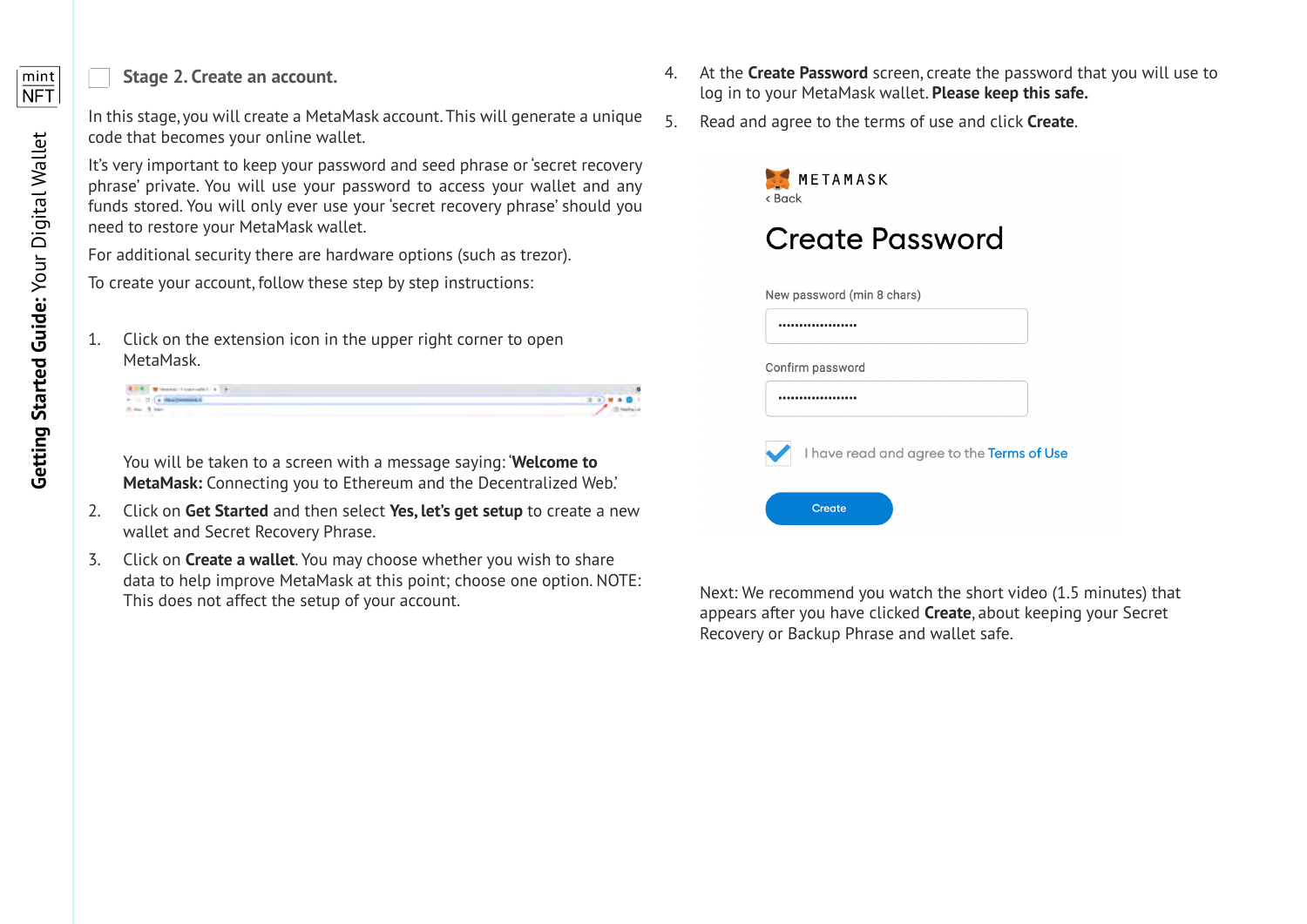## Stage 2. Create an account.

In this stage, you will create a MetaMask account. This will generate a unique code that becomes your online wallet.

It's very important to keep your password and seed phrase or 'secret recovery phrase' private. You will use your password to access your wallet and any funds stored. You will only ever use your 'secret recovery phrase' should you need to restore your MetaMask wallet.

For additional security there are hardware options (such as trezor).

To create your account, follow these step by step instructions:

1. Click on the extension icon in the upper right corner to open MetaMask.

   You will be taken to a screen with a message saying: '**Welcome to MetaMask:** Connecting you to Ethereum and the Decentralized Web.'

2. Click on **Get Started** and then select **Yes, let's get setup** to create a new wallet and Secret Recovery Phrase.
3. Click on **Create a wallet**. You may choose whether you wish to share data to help improve MetaMask at this point; choose one option. NOTE: This does not affect the setup of your account.
4. At the **Create Password** screen, create the password that you will use to log in to your MetaMask wallet. **Please keep this safe.**
5. Read and agree to the terms of use and click **Create**.

Next: We recommend you watch the short video (1.5 minutes) that appears after you have clicked **Create**, about keeping your Secret Recovery or Backup Phrase and wallet safe.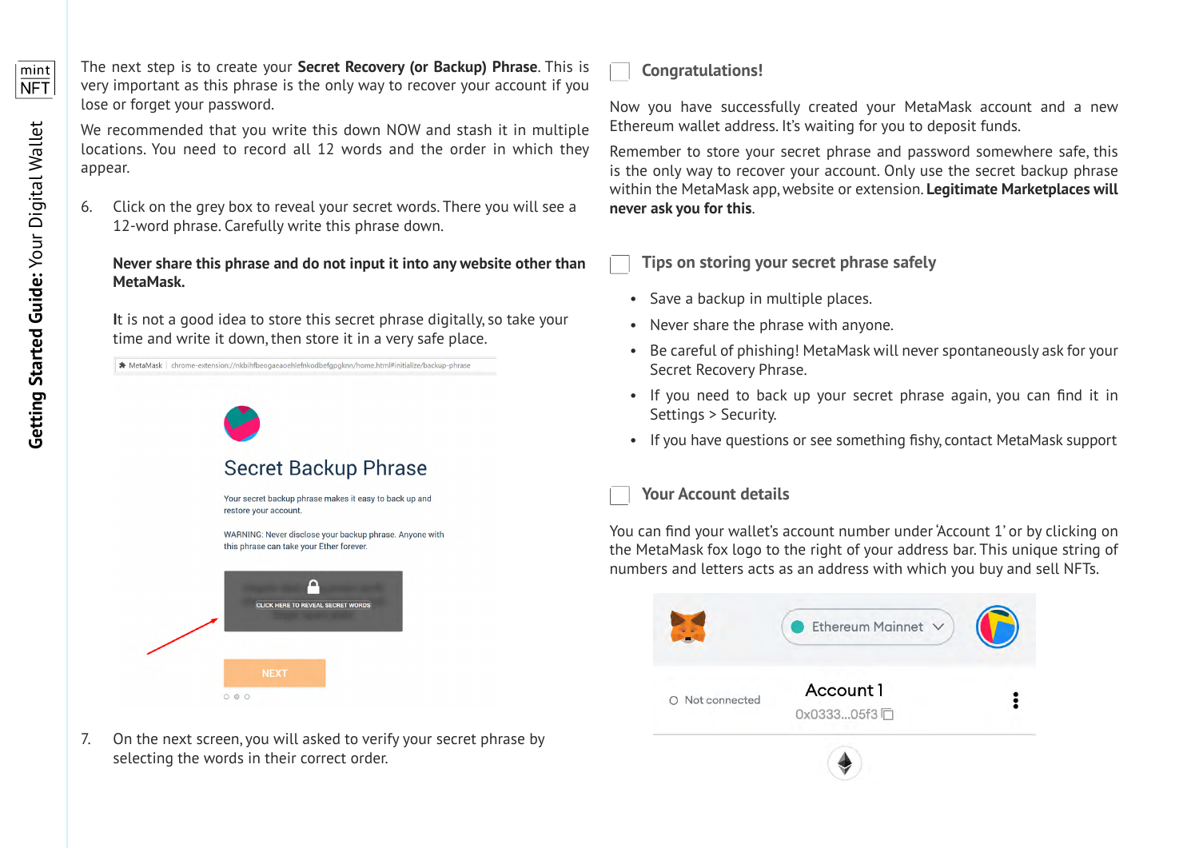The next step is to create your **Secret Recovery (or Backup) Phrase**. This is very important as this phrase is the only way to recover your account if you lose or forget your password.

We recommended that you write this down NOW and stash it in multiple locations. You need to record all 12 words and the order in which they appear.

6. Click on the grey box to reveal your secret words. There you will see a 12-word phrase. Carefully write this phrase down.

   **Never share this phrase and do not input it into any website other than MetaMask.**

   It is not a good idea to store this secret phrase digitally, so take your time and write it down, then store it in a very safe place.

MetaMask | chrome-extension://nkbihfbeogaeaoehlefnkodbefgpgknn/home.html#initialize/backup-phrase

Secret Backup Phrase

Your secret backup phrase makes it easy to back up and restore your account.

WARNING: Never disclose your backup phrase. Anyone with this phrase can take your Ether forever.

CLICK HERE TO REVEAL SECRET WORDS

NEXT

7. On the next screen, you will asked to verify your secret phrase by selecting the words in their correct order.

## Congratulations!

Now you have successfully created your MetaMask account and a new Ethereum wallet address. It's waiting for you to deposit funds.

Remember to store your secret phrase and password somewhere safe, this is the only way to recover your account. Only use the secret backup phrase within the MetaMask app, website or extension. **Legitimate Marketplaces will never ask you for this**.

## Tips on storing your secret phrase safely

- Save a backup in multiple places.
- Never share the phrase with anyone.
- Be careful of phishing! MetaMask will never spontaneously ask for your Secret Recovery Phrase.
- If you need to back up your secret phrase again, you can find it in Settings > Security.
- If you have questions or see something fishy, contact MetaMask support

## Your Account details

You can find your wallet's account number under 'Account 1' or by clicking on the MetaMask fox logo to the right of your address bar. This unique string of numbers and letters acts as an address with which you buy and sell NFTs.

Ethereum Mainnet

Not connected

Account 1

0x0333...05f3